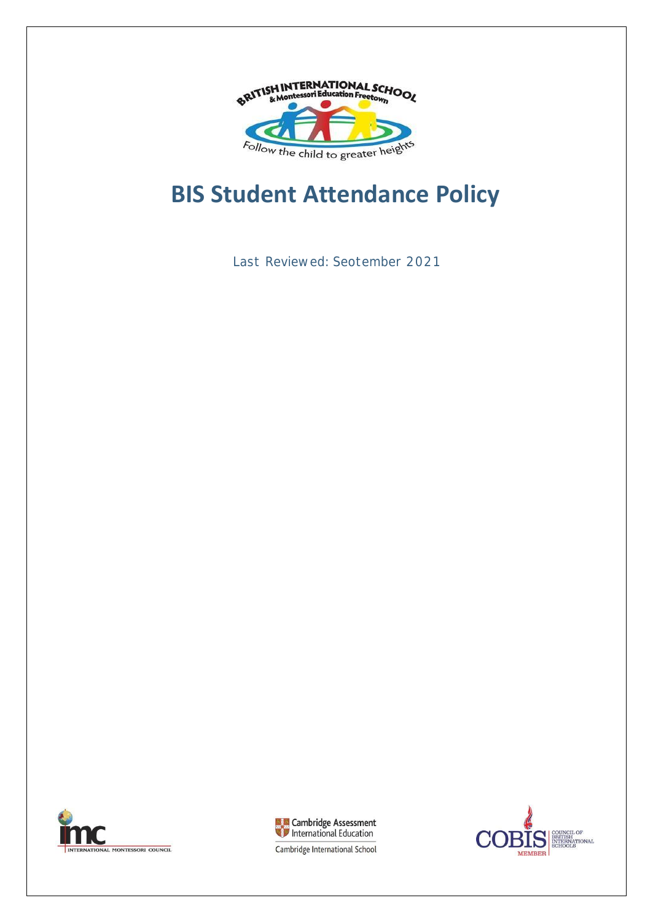# BIS Student Attendance Policy

Last Reviewed: Seotember 2021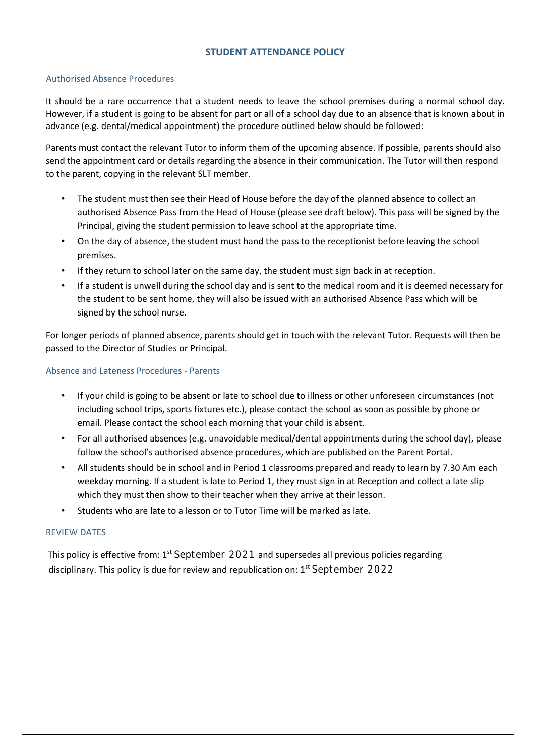# STUDENT ATTENDANCE POLICY

## Authorised Absence Procedures

It should be a rare occurrence that a student needs to leave the school premises during a normal school day. However, if a student is going to be absent for part or all of a school day due to an absence that is known about in advance (e.g. dental/medical appointment) the procedure outlined below should be followed:

Parents must contact the relevant Tutor to inform them of the upcoming absence. If possible, parents should also send the appointment card or details regarding the absence in their communication. The Tutor will then respond to the parent, copying in the relevant SLT member.

- The student must then see their Head of House before the day of the planned absence to collect an authorised Absence Pass from the Head of House (please see draft below). This pass will be signed by the Principal, giving the student permission to leave school at the appropriate time.
- On the day of absence, the student must hand the pass to the receptionist before leaving the school premises.
- If they return to school later on the same day, the student must sign back in at reception.
- If a student is unwell during the school day and is sent to the medical room and it is deemed necessary for the student to be sent home, they will also be issued with an authorised Absence Pass which will be signed by the school nurse.

For longer periods of planned absence, parents should get in touch with the relevant Tutor. Requests will then be passed to the Director of Studies or Principal.

## Absence and Lateness Procedures - Parents

- If your child is going to be absent or late to school due to illness or other unforeseen circumstances (not including school trips, sports fixtures etc.), please contact the school as soon as possible by phone or email. Please contact the school each morning that your child is absent.
- For all authorised absences (e.g. unavoidable medical/dental appointments during the school day), please follow the school's authorised absence procedures, which are published on the Parent Portal.
- All students should be in school and in Period 1 classrooms prepared and ready to learn by 7.30 Am each weekday morning. If a student is late to Period 1, they must sign in at Reception and collect a late slip which they must then show to their teacher when they arrive at their lesson.
- Students who are late to a lesson or to Tutor Time will be marked as late.

## REVIEW DATES

This policy is effective from: 1st September 2021 and supersedes all previous policies regarding disciplinary. This policy is due for review and republication on: 1st September 2022